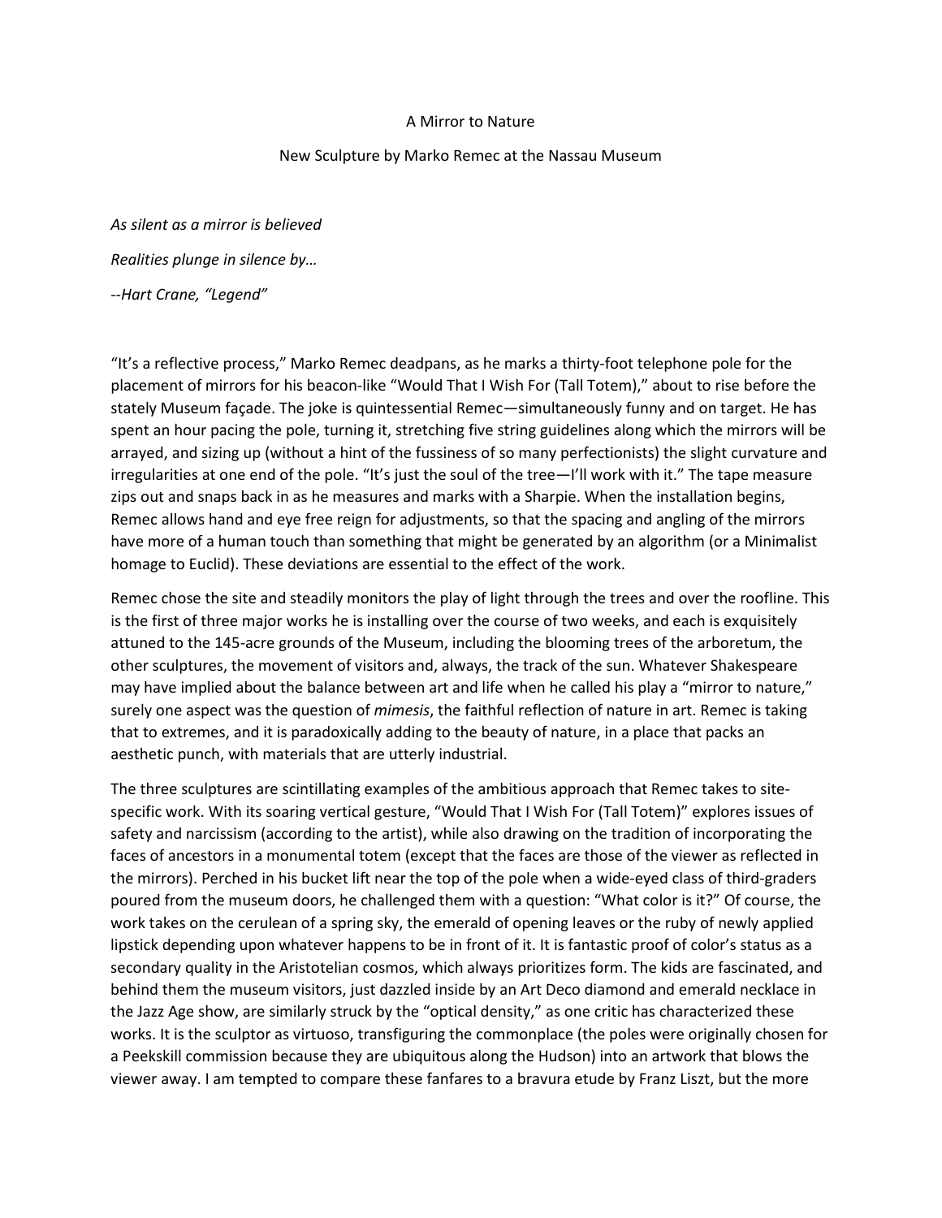# A Mirror to Nature

## New Sculpture by Marko Remec at the Nassau Museum

*As silent as a mirror is believed*

*Realities plunge in silence by…*

*--Hart Crane, "Legend"*

"It's a reflective process," Marko Remec deadpans, as he marks a thirty-foot telephone pole for the placement of mirrors for his beacon-like "Would That I Wish For (Tall Totem)," about to rise before the stately Museum façade. The joke is quintessential Remec—simultaneously funny and on target. He has spent an hour pacing the pole, turning it, stretching five string guidelines along which the mirrors will be arrayed, and sizing up (without a hint of the fussiness of so many perfectionists) the slight curvature and irregularities at one end of the pole. "It's just the soul of the tree—I'll work with it." The tape measure zips out and snaps back in as he measures and marks with a Sharpie. When the installation begins, Remec allows hand and eye free reign for adjustments, so that the spacing and angling of the mirrors have more of a human touch than something that might be generated by an algorithm (or a Minimalist homage to Euclid). These deviations are essential to the effect of the work.

Remec chose the site and steadily monitors the play of light through the trees and over the roofline. This is the first of three major works he is installing over the course of two weeks, and each is exquisitely attuned to the 145-acre grounds of the Museum, including the blooming trees of the arboretum, the other sculptures, the movement of visitors and, always, the track of the sun. Whatever Shakespeare may have implied about the balance between art and life when he called his play a "mirror to nature," surely one aspect was the question of *mimesis*, the faithful reflection of nature in art. Remec is taking that to extremes, and it is paradoxically adding to the beauty of nature, in a place that packs an aesthetic punch, with materials that are utterly industrial.

The three sculptures are scintillating examples of the ambitious approach that Remec takes to site-specific work. With its soaring vertical gesture, "Would That I Wish For (Tall Totem)" explores issues of safety and narcissism (according to the artist), while also drawing on the tradition of incorporating the faces of ancestors in a monumental totem (except that the faces are those of the viewer as reflected in the mirrors). Perched in his bucket lift near the top of the pole when a wide-eyed class of third-graders poured from the museum doors, he challenged them with a question: "What color is it?" Of course, the work takes on the cerulean of a spring sky, the emerald of opening leaves or the ruby of newly applied lipstick depending upon whatever happens to be in front of it. It is fantastic proof of color's status as a secondary quality in the Aristotelian cosmos, which always prioritizes form. The kids are fascinated, and behind them the museum visitors, just dazzled inside by an Art Deco diamond and emerald necklace in the Jazz Age show, are similarly struck by the "optical density," as one critic has characterized these works. It is the sculptor as virtuoso, transfiguring the commonplace (the poles were originally chosen for a Peekskill commission because they are ubiquitous along the Hudson) into an artwork that blows the viewer away. I am tempted to compare these fanfares to a bravura etude by Franz Liszt, but the more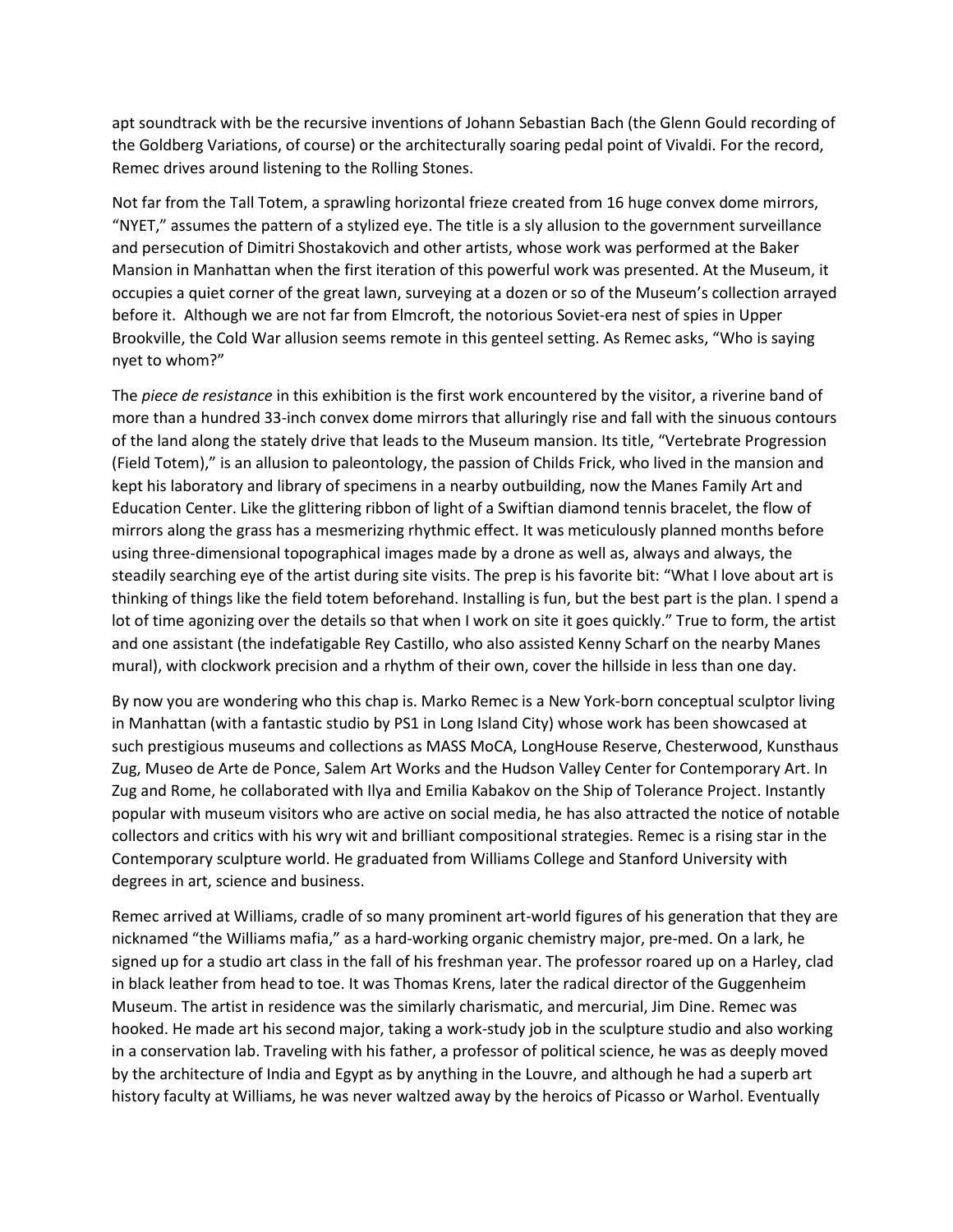apt soundtrack with be the recursive inventions of Johann Sebastian Bach (the Glenn Gould recording of the Goldberg Variations, of course) or the architecturally soaring pedal point of Vivaldi. For the record, Remec drives around listening to the Rolling Stones.

Not far from the Tall Totem, a sprawling horizontal frieze created from 16 huge convex dome mirrors, "NYET," assumes the pattern of a stylized eye. The title is a sly allusion to the government surveillance and persecution of Dimitri Shostakovich and other artists, whose work was performed at the Baker Mansion in Manhattan when the first iteration of this powerful work was presented. At the Museum, it occupies a quiet corner of the great lawn, surveying at a dozen or so of the Museum's collection arrayed before it. Although we are not far from Elmcroft, the notorious Soviet-era nest of spies in Upper Brookville, the Cold War allusion seems remote in this genteel setting. As Remec asks, "Who is saying nyet to whom?"

The *piece de resistance* in this exhibition is the first work encountered by the visitor, a riverine band of more than a hundred 33-inch convex dome mirrors that alluringly rise and fall with the sinuous contours of the land along the stately drive that leads to the Museum mansion. Its title, "Vertebrate Progression (Field Totem)," is an allusion to paleontology, the passion of Childs Frick, who lived in the mansion and kept his laboratory and library of specimens in a nearby outbuilding, now the Manes Family Art and Education Center. Like the glittering ribbon of light of a Swiftian diamond tennis bracelet, the flow of mirrors along the grass has a mesmerizing rhythmic effect. It was meticulously planned months before using three-dimensional topographical images made by a drone as well as, always and always, the steadily searching eye of the artist during site visits. The prep is his favorite bit: "What I love about art is thinking of things like the field totem beforehand. Installing is fun, but the best part is the plan. I spend a lot of time agonizing over the details so that when I work on site it goes quickly." True to form, the artist and one assistant (the indefatigable Rey Castillo, who also assisted Kenny Scharf on the nearby Manes mural), with clockwork precision and a rhythm of their own, cover the hillside in less than one day.

By now you are wondering who this chap is. Marko Remec is a New York-born conceptual sculptor living in Manhattan (with a fantastic studio by PS1 in Long Island City) whose work has been showcased at such prestigious museums and collections as MASS MoCA, LongHouse Reserve, Chesterwood, Kunsthaus Zug, Museo de Arte de Ponce, Salem Art Works and the Hudson Valley Center for Contemporary Art. In Zug and Rome, he collaborated with Ilya and Emilia Kabakov on the Ship of Tolerance Project. Instantly popular with museum visitors who are active on social media, he has also attracted the notice of notable collectors and critics with his wry wit and brilliant compositional strategies. Remec is a rising star in the Contemporary sculpture world. He graduated from Williams College and Stanford University with degrees in art, science and business.

Remec arrived at Williams, cradle of so many prominent art-world figures of his generation that they are nicknamed "the Williams mafia," as a hard-working organic chemistry major, pre-med. On a lark, he signed up for a studio art class in the fall of his freshman year. The professor roared up on a Harley, clad in black leather from head to toe. It was Thomas Krens, later the radical director of the Guggenheim Museum. The artist in residence was the similarly charismatic, and mercurial, Jim Dine. Remec was hooked. He made art his second major, taking a work-study job in the sculpture studio and also working in a conservation lab. Traveling with his father, a professor of political science, he was as deeply moved by the architecture of India and Egypt as by anything in the Louvre, and although he had a superb art history faculty at Williams, he was never waltzed away by the heroics of Picasso or Warhol. Eventually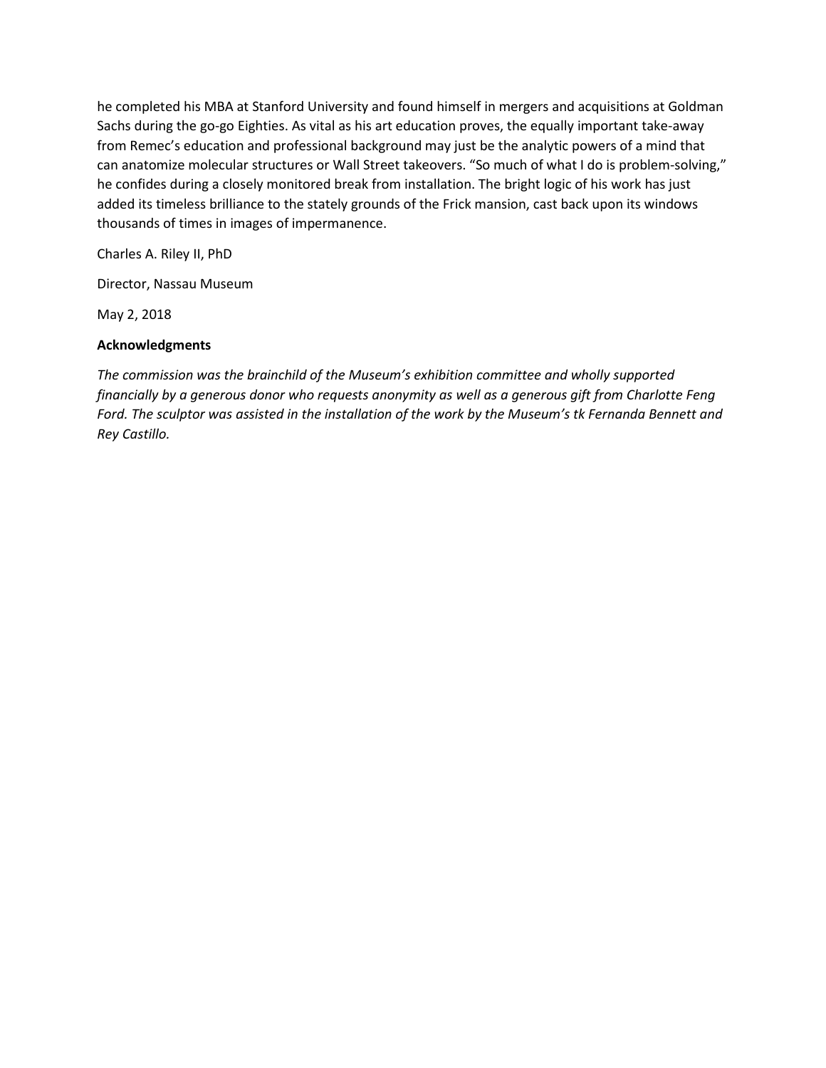he completed his MBA at Stanford University and found himself in mergers and acquisitions at Goldman Sachs during the go-go Eighties. As vital as his art education proves, the equally important take-away from Remec's education and professional background may just be the analytic powers of a mind that can anatomize molecular structures or Wall Street takeovers. "So much of what I do is problem-solving," he confides during a closely monitored break from installation. The bright logic of his work has just added its timeless brilliance to the stately grounds of the Frick mansion, cast back upon its windows thousands of times in images of impermanence.

Charles A. Riley II, PhD

Director, Nassau Museum

May 2, 2018

**Acknowledgments**

*The commission was the brainchild of the Museum's exhibition committee and wholly supported financially by a generous donor who requests anonymity as well as a generous gift from Charlotte Feng Ford. The sculptor was assisted in the installation of the work by the Museum's tk Fernanda Bennett and Rey Castillo.*